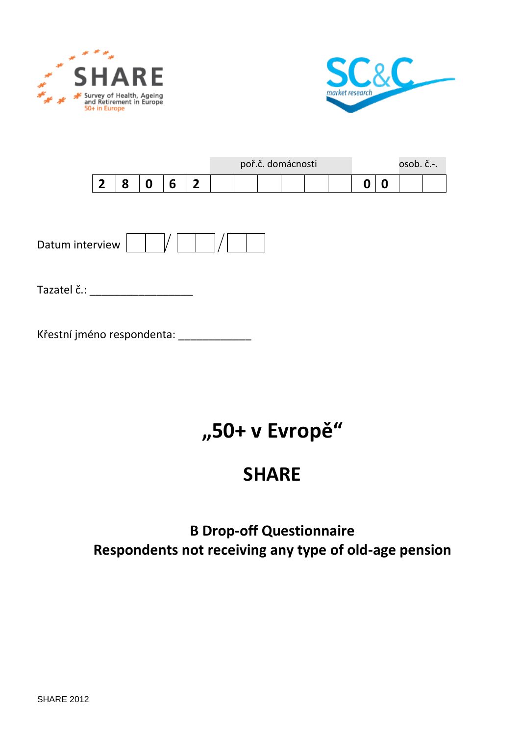SHARE

Survey of Health, Ageing and Retirement in Europe

50+ in Europe

SC&C market research

| | | | | | poř.č. domácnosti | | | | | | | osob. č.-. | |
|---|---|---|---|---|---|---|---|---|---|---|---|---|---|
| 2 | 8 | 0 | 6 | 2 | | | | | | 0 | 0 | | |

Datum interview [ | ] / [ | ] / [ | ]

Tazatel č.: ________________

Křestní jméno respondenta: ___________

# „50+ v Evropě“

# SHARE

## B Drop-off Questionnaire
## Respondents not receiving any type of old-age pension

SHARE 2012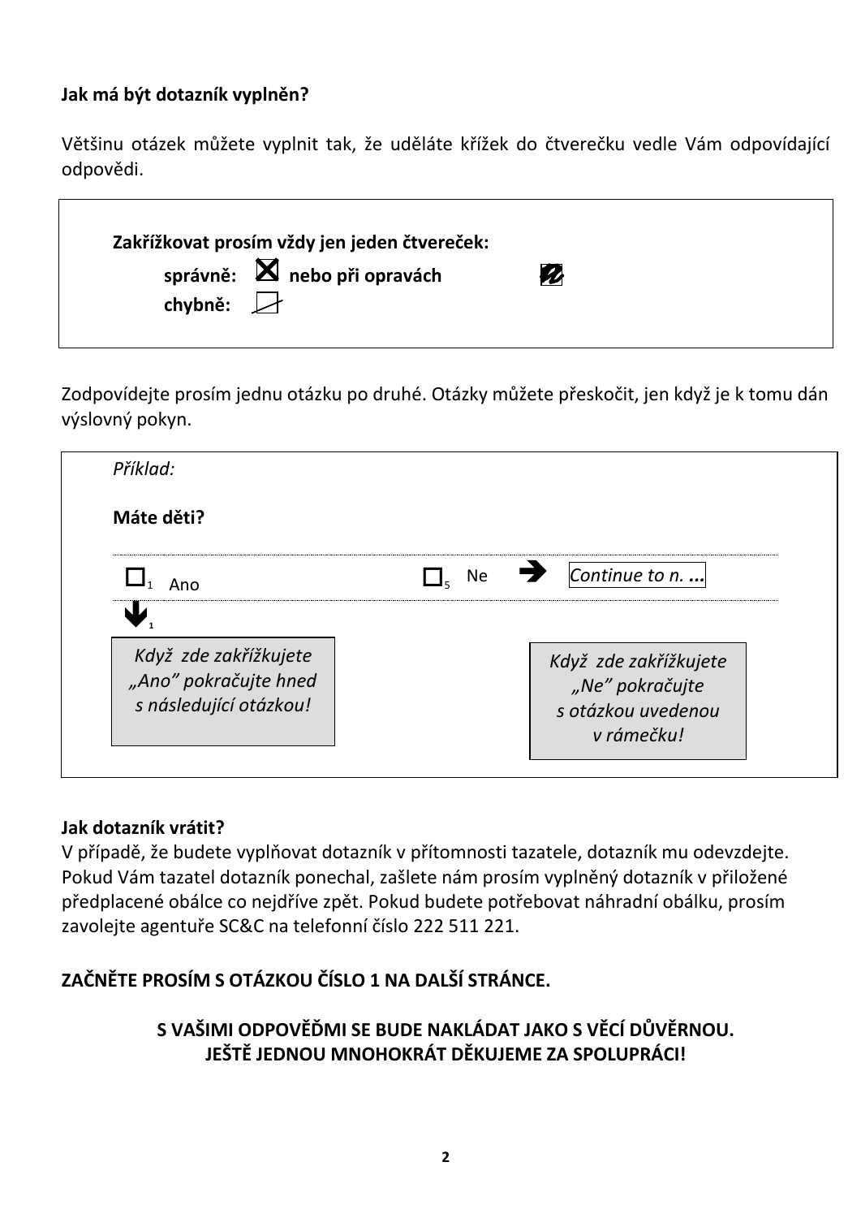**Jak má být dotazník vyplněn?**

Většinu otázek můžete vyplnit tak, že uděláte křížek do čtverečku vedle Vám odpovídající odpovědi.

> **Zakřížkovat prosím vždy jen jeden čtvereček:**
>
> **správně:** ☒ **nebo při opravách** ■
>
> **chybně:** ☐

Zodpovídejte prosím jednu otázku po druhé. Otázky můžete přeskočit, jen když je k tomu dán výslovný pokyn.

> *Příklad:*
>
> **Máte děti?**
>
> ☐1 Ano ☐5 Ne ➔ *Continue to n. ...*
>
> ⬇1
>
> *Když zde zakřížkujete „Ano" pokračujte hned s následující otázkou!*
>
> *Když zde zakřížkujete „Ne" pokračujte s otázkou uvedenou v rámečku!*

**Jak dotazník vrátit?**

V případě, že budete vyplňovat dotazník v přítomnosti tazatele, dotazník mu odevzdejte. Pokud Vám tazatel dotazník ponechal, zašlete nám prosím vyplněný dotazník v přiložené předplacené obálce co nejdříve zpět. Pokud budete potřebovat náhradní obálku, prosím zavolejte agentuře SC&C na telefonní číslo 222 511 221.

**ZAČNĚTE PROSÍM S OTÁZKOU ČÍSLO 1 NA DALŠÍ STRÁNCE.**

**S VAŠIMI ODPOVĚĎMI SE BUDE NAKLÁDAT JAKO S VĚCÍ DŮVĚRNOU.**
**JEŠTĚ JEDNOU MNOHOKRÁT DĚKUJEME ZA SPOLUPRÁCI!**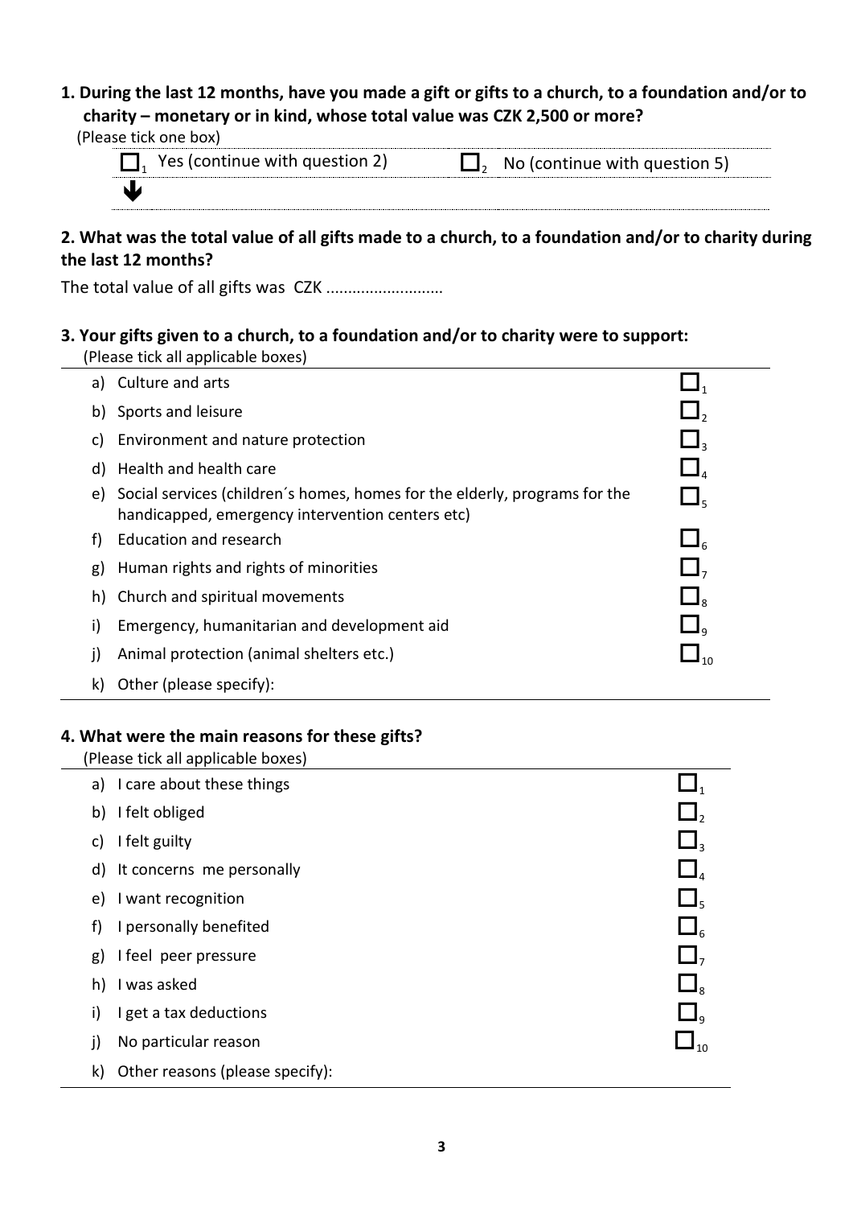**1. During the last 12 months, have you made a gift or gifts to a church, to a foundation and/or to charity – monetary or in kind, whose total value was CZK 2,500 or more?**

(Please tick one box)

| | |
|---|---|
| ☐ 1 Yes (continue with question 2) ↓ | ☐ 2 No (continue with question 5) |

**2. What was the total value of all gifts made to a church, to a foundation and/or to charity during the last 12 months?**

The total value of all gifts was CZK ..........................

**3. Your gifts given to a church, to a foundation and/or to charity were to support:**

(Please tick all applicable boxes)

| | | |
|---|---|---|
| a) | Culture and arts | ☐ 1 |
| b) | Sports and leisure | ☐ 2 |
| c) | Environment and nature protection | ☐ 3 |
| d) | Health and health care | ☐ 4 |
| e) | Social services (children´s homes, homes for the elderly, programs for the handicapped, emergency intervention centers etc) | ☐ 5 |
| f) | Education and research | ☐ 6 |
| g) | Human rights and rights of minorities | ☐ 7 |
| h) | Church and spiritual movements | ☐ 8 |
| i) | Emergency, humanitarian and development aid | ☐ 9 |
| j) | Animal protection (animal shelters etc.) | ☐ 10 |
| k) | Other (please specify): | |

**4. What were the main reasons for these gifts?**

(Please tick all applicable boxes)

| | | |
|---|---|---|
| a) | I care about these things | ☐ 1 |
| b) | I felt obliged | ☐ 2 |
| c) | I felt guilty | ☐ 3 |
| d) | It concerns me personally | ☐ 4 |
| e) | I want recognition | ☐ 5 |
| f) | I personally benefited | ☐ 6 |
| g) | I feel peer pressure | ☐ 7 |
| h) | I was asked | ☐ 8 |
| i) | I get a tax deductions | ☐ 9 |
| j) | No particular reason | ☐ 10 |
| k) | Other reasons (please specify): | |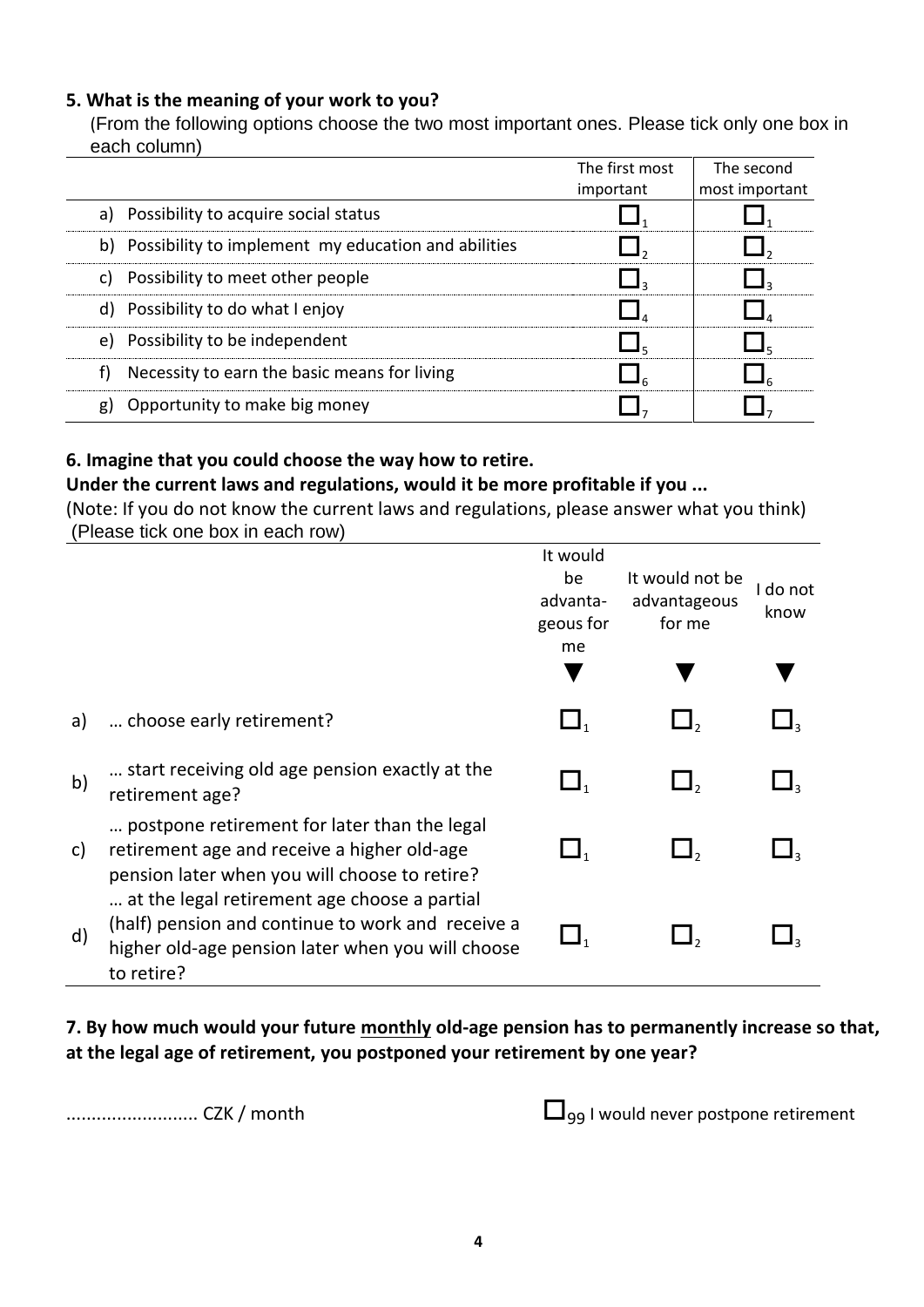**5. What is the meaning of your work to you?**

(From the following options choose the two most important ones. Please tick only one box in each column)

| | The first most important | The second most important |
|---|---|---|
| a) Possibility to acquire social status | ☐ 1 | ☐ 1 |
| b) Possibility to implement my education and abilities | ☐ 2 | ☐ 2 |
| c) Possibility to meet other people | ☐ 3 | ☐ 3 |
| d) Possibility to do what I enjoy | ☐ 4 | ☐ 4 |
| e) Possibility to be independent | ☐ 5 | ☐ 5 |
| f) Necessity to earn the basic means for living | ☐ 6 | ☐ 6 |
| g) Opportunity to make big money | ☐ 7 | ☐ 7 |

**6. Imagine that you could choose the way how to retire.**

**Under the current laws and regulations, would it be more profitable if you ...**

(Note: If you do not know the current laws and regulations, please answer what you think)

(Please tick one box in each row)

| | | It would be advanta-geous for me ▼ | It would not be advantageous for me ▼ | I do not know ▼ |
|---|---|---|---|---|
| a) | … choose early retirement? | ☐ 1 | ☐ 2 | ☐ 3 |
| b) | … start receiving old age pension exactly at the retirement age? | ☐ 1 | ☐ 2 | ☐ 3 |
| c) | … postpone retirement for later than the legal retirement age and receive a higher old-age pension later when you will choose to retire? | ☐ 1 | ☐ 2 | ☐ 3 |
| d) | … at the legal retirement age choose a partial (half) pension and continue to work and receive a higher old-age pension later when you will choose to retire? | ☐ 1 | ☐ 2 | ☐ 3 |

**7. By how much would your future monthly old-age pension has to permanently increase so that, at the legal age of retirement, you postponed your retirement by one year?**

.......................... CZK / month

☐ 99 I would never postpone retirement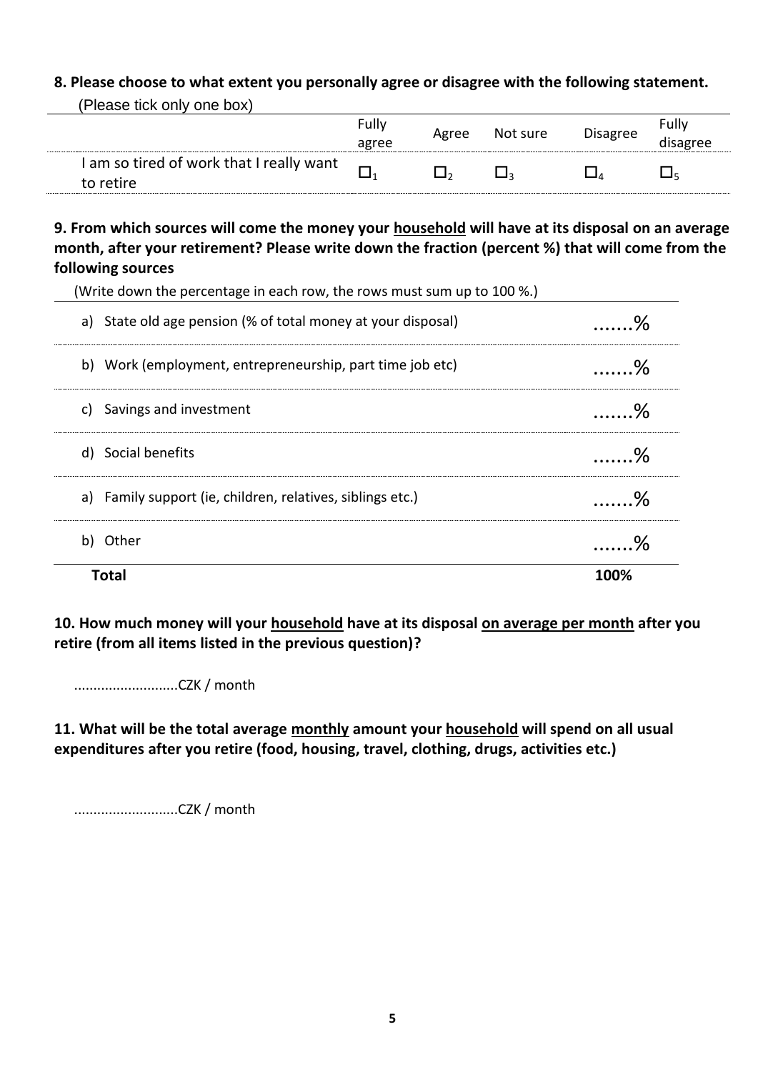**8. Please choose to what extent you personally agree or disagree with the following statement.**

(Please tick only one box)

| | Fully agree | Agree | Not sure | Disagree | Fully disagree |
|---|---|---|---|---|---|
| I am so tired of work that I really want to retire | ☐1 | ☐2 | ☐3 | ☐4 | ☐5 |

**9. From which sources will come the money your household will have at its disposal on an average month, after your retirement? Please write down the fraction (percent %) that will come from the following sources**

(Write down the percentage in each row, the rows must sum up to 100 %.)

| | |
|---|---|
| a) State old age pension (% of total money at your disposal) | .......% |
| b) Work (employment, entrepreneurship, part time job etc) | .......% |
| c) Savings and investment | .......% |
| d) Social benefits | .......% |
| a) Family support (ie, children, relatives, siblings etc.) | .......% |
| b) Other | .......% |
| **Total** | **100%** |

**10. How much money will your household have at its disposal on average per month after you retire (from all items listed in the previous question)?**

..........................CZK / month

**11. What will be the total average monthly amount your household will spend on all usual expenditures after you retire (food, housing, travel, clothing, drugs, activities etc.)**

..........................CZK / month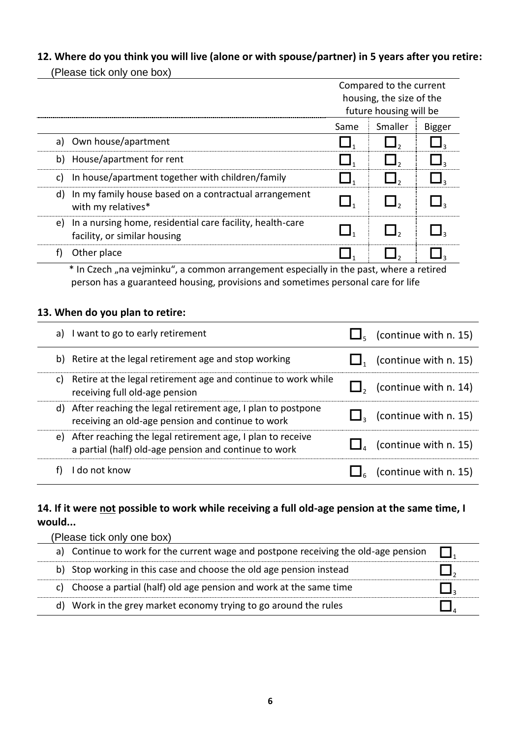**12. Where do you think you will live (alone or with spouse/partner) in 5 years after you retire:**

(Please tick only one box)

| | Compared to the current housing, the size of the future housing will be | | |
|---|---|---|---|
| | Same | Smaller | Bigger |
| a) Own house/apartment | ☐ 1 | ☐ 2 | ☐ 3 |
| b) House/apartment for rent | ☐ 1 | ☐ 2 | ☐ 3 |
| c) In house/apartment together with children/family | ☐ 1 | ☐ 2 | ☐ 3 |
| d) In my family house based on a contractual arrangement with my relatives* | ☐ 1 | ☐ 2 | ☐ 3 |
| e) In a nursing home, residential care facility, health-care facility, or similar housing | ☐ 1 | ☐ 2 | ☐ 3 |
| f) Other place | ☐ 1 | ☐ 2 | ☐ 3 |

\* In Czech „na vejminku", a common arrangement especially in the past, where a retired person has a guaranteed housing, provisions and sometimes personal care for life

**13. When do you plan to retire:**

| | | |
|---|---|---|
| a) I want to go to early retirement | ☐ 5 | (continue with n. 15) |
| b) Retire at the legal retirement age and stop working | ☐ 1 | (continue with n. 15) |
| c) Retire at the legal retirement age and continue to work while receiving full old-age pension | ☐ 2 | (continue with n. 14) |
| d) After reaching the legal retirement age, I plan to postpone receiving an old-age pension and continue to work | ☐ 3 | (continue with n. 15) |
| e) After reaching the legal retirement age, I plan to receive a partial (half) old-age pension and continue to work | ☐ 4 | (continue with n. 15) |
| f) I do not know | ☐ 6 | (continue with n. 15) |

**14. If it were not possible to work while receiving a full old-age pension at the same time, I would...**

(Please tick only one box)

| | |
|---|---|
| a) Continue to work for the current wage and postpone receiving the old-age pension | ☐ 1 |
| b) Stop working in this case and choose the old age pension instead | ☐ 2 |
| c) Choose a partial (half) old age pension and work at the same time | ☐ 3 |
| d) Work in the grey market economy trying to go around the rules | ☐ 4 |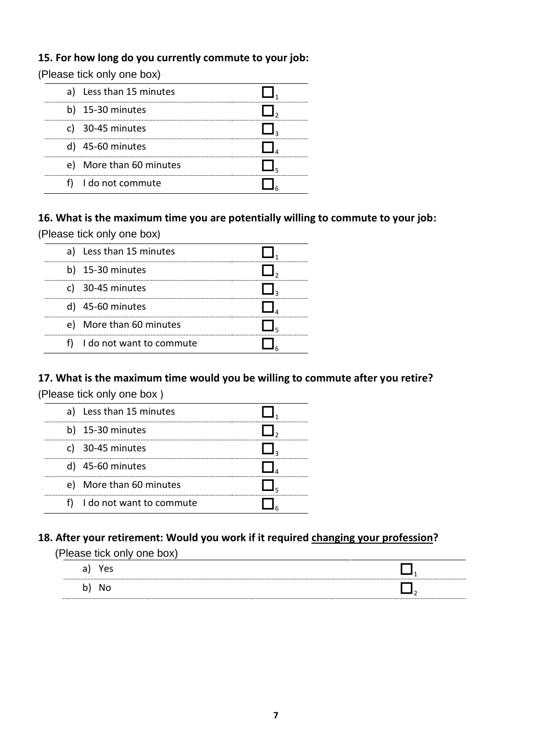**15. For how long do you currently commute to your job:**

(Please tick only one box)

| | |
|---|---|
| a) Less than 15 minutes | ☐ 1 |
| b) 15-30 minutes | ☐ 2 |
| c) 30-45 minutes | ☐ 3 |
| d) 45-60 minutes | ☐ 4 |
| e) More than 60 minutes | ☐ 5 |
| f) I do not commute | ☐ 6 |

**16. What is the maximum time you are potentially willing to commute to your job:**

(Please tick only one box)

| | |
|---|---|
| a) Less than 15 minutes | ☐ 1 |
| b) 15-30 minutes | ☐ 2 |
| c) 30-45 minutes | ☐ 3 |
| d) 45-60 minutes | ☐ 4 |
| e) More than 60 minutes | ☐ 5 |
| f) I do not want to commute | ☐ 6 |

**17. What is the maximum time would you be willing to commute after you retire?**

(Please tick only one box )

| | |
|---|---|
| a) Less than 15 minutes | ☐ 1 |
| b) 15-30 minutes | ☐ 2 |
| c) 30-45 minutes | ☐ 3 |
| d) 45-60 minutes | ☐ 4 |
| e) More than 60 minutes | ☐ 5 |
| f) I do not want to commute | ☐ 6 |

**18. After your retirement: Would you work if it required <u>changing your profession</u>?**

(Please tick only one box)

| | |
|---|---|
| a) Yes | ☐ 1 |
| b) No | ☐ 2 |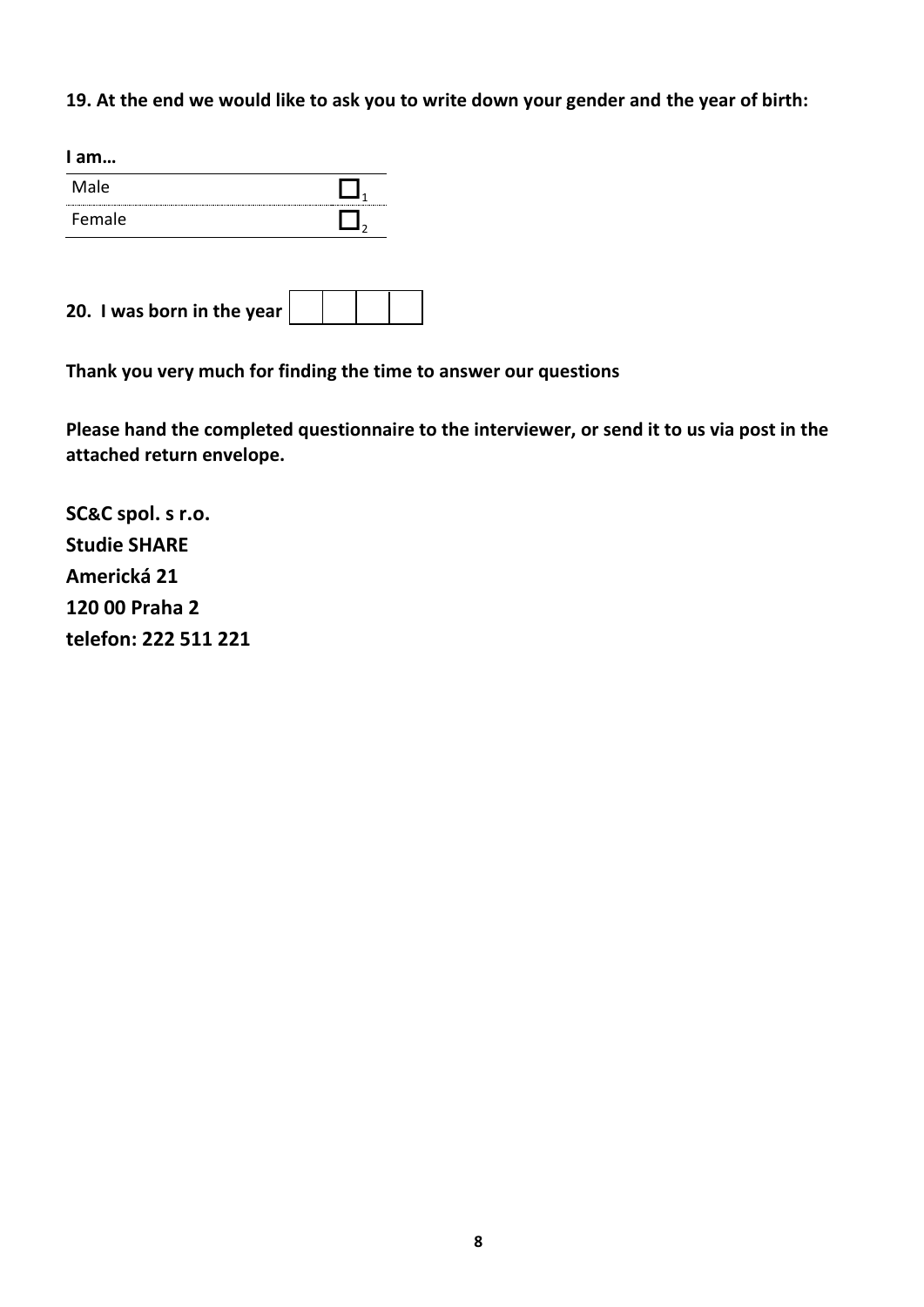**19. At the end we would like to ask you to write down your gender and the year of birth:**

| **I am…** | |
|---|---|
| Male | ☐ 1 |
| Female | ☐ 2 |

**20. I was born in the year** ☐☐☐☐

**Thank you very much for finding the time to answer our questions**

**Please hand the completed questionnaire to the interviewer, or send it to us via post in the attached return envelope.**

**SC&C spol. s r.o.**
**Studie SHARE**
**Americká 21**
**120 00 Praha 2**
**telefon: 222 511 221**